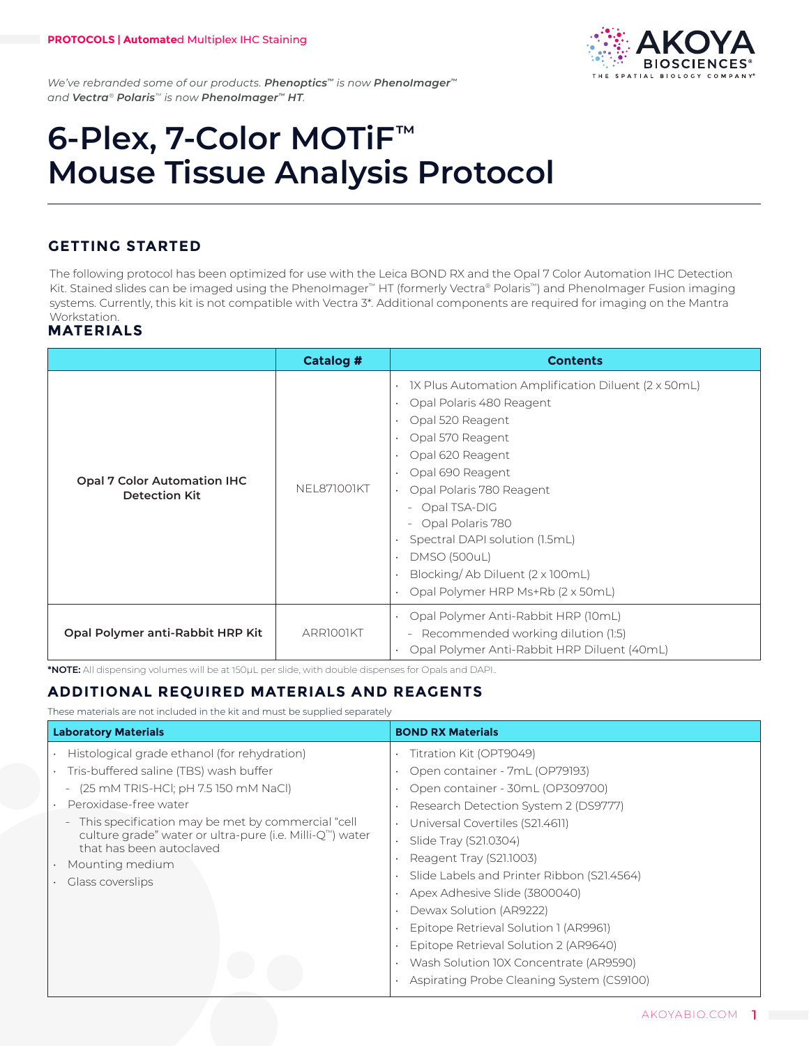PROTOCOLS | Automated Multiplex IHC Staining

*We've rebranded some of our products. **Phenoptics™** is now **PhenoImager™** and **Vectra® Polaris™** is now **PhenoImager™ HT**.*

# 6-Plex, 7-Color MOTiF™ Mouse Tissue Analysis Protocol

## GETTING STARTED

The following protocol has been optimized for use with the Leica BOND RX and the Opal 7 Color Automation IHC Detection Kit. Stained slides can be imaged using the PhenoImager™ HT (formerly Vectra® Polaris™) and PhenoImager Fusion imaging systems. Currently, this kit is not compatible with Vectra 3*. Additional components are required for imaging on the Mantra Workstation.

## MATERIALS

| | Catalog # | Contents |
|---|---|---|
| **Opal 7 Color Automation IHC Detection Kit** | NEL871001KT | • 1X Plus Automation Amplification Diluent (2 x 50mL)<br>• Opal Polaris 480 Reagent<br>• Opal 520 Reagent<br>• Opal 570 Reagent<br>• Opal 620 Reagent<br>• Opal 690 Reagent<br>• Opal Polaris 780 Reagent<br>  - Opal TSA-DIG<br>  - Opal Polaris 780<br>• Spectral DAPI solution (1.5mL)<br>• DMSO (500uL)<br>• Blocking/ Ab Diluent (2 x 100mL)<br>• Opal Polymer HRP Ms+Rb (2 x 50mL) |
| **Opal Polymer anti-Rabbit HRP Kit** | ARR1001KT | • Opal Polymer Anti-Rabbit HRP (10mL)<br>  - Recommended working dilution (1:5)<br>• Opal Polymer Anti-Rabbit HRP Diluent (40mL) |

***NOTE:** All dispensing volumes will be at 150µL per slide, with double dispenses for Opals and DAPI.

## ADDITIONAL REQUIRED MATERIALS AND REAGENTS

These materials are not included in the kit and must be supplied separately

| Laboratory Materials | BOND RX Materials |
|---|---|
| • Histological grade ethanol (for rehydration)<br>• Tris-buffered saline (TBS) wash buffer<br>  - (25 mM TRIS-HCl; pH 7.5 150 mM NaCl)<br>• Peroxidase-free water<br>  - This specification may be met by commercial "cell culture grade" water or ultra-pure (i.e. Milli-Q™) water that has been autoclaved<br>• Mounting medium<br>• Glass coverslips | • Titration Kit (OPT9049)<br>• Open container - 7mL (OP79193)<br>• Open container - 30mL (OP309700)<br>• Research Detection System 2 (DS9777)<br>• Universal Covertiles (S21.4611)<br>• Slide Tray (S21.0304)<br>• Reagent Tray (S21.1003)<br>• Slide Labels and Printer Ribbon (S21.4564)<br>• Apex Adhesive Slide (3800040)<br>• Dewax Solution (AR9222)<br>• Epitope Retrieval Solution 1 (AR9961)<br>• Epitope Retrieval Solution 2 (AR9640)<br>• Wash Solution 10X Concentrate (AR9590)<br>• Aspirating Probe Cleaning System (CS9100) |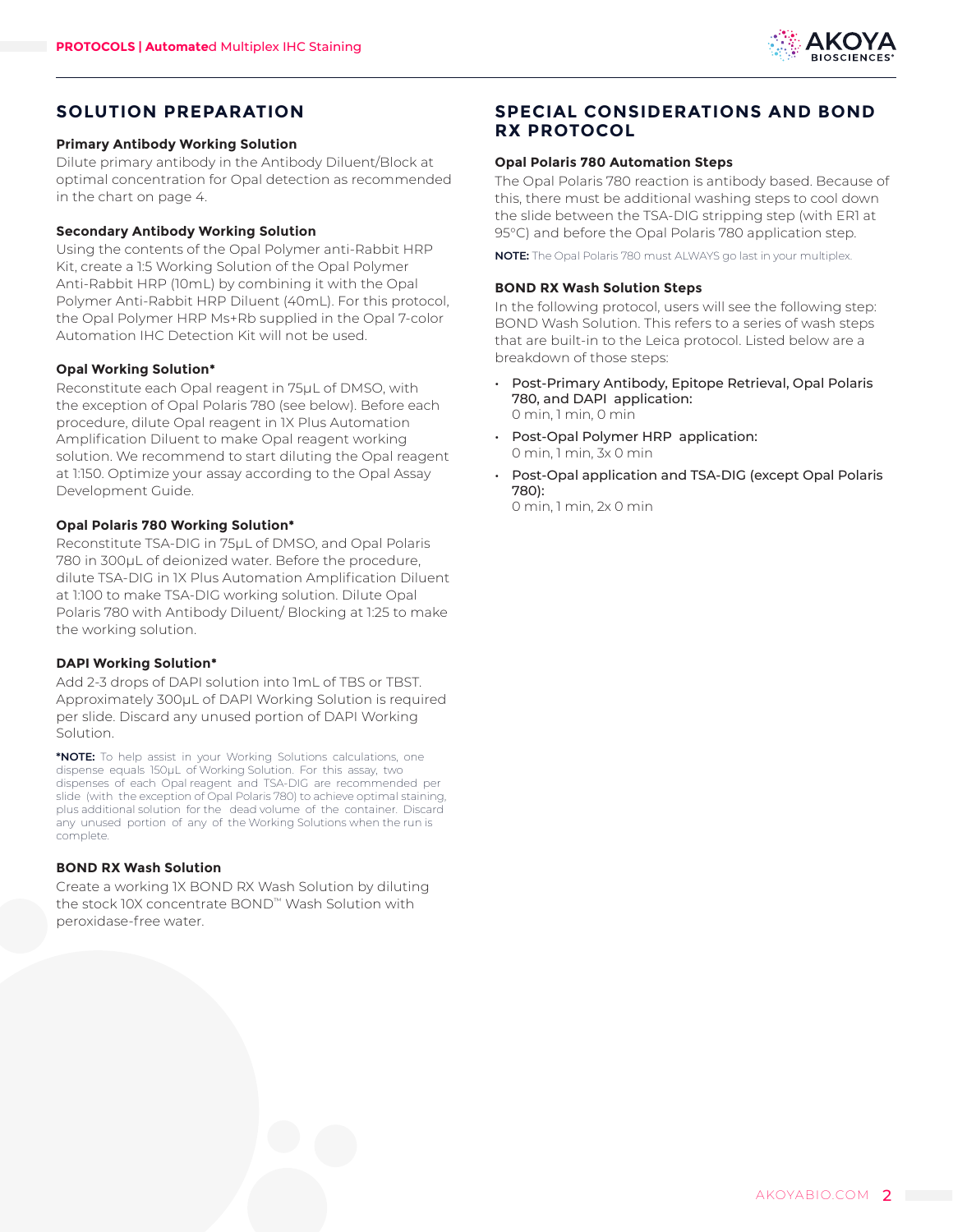## SOLUTION PREPARATION

### Primary Antibody Working Solution

Dilute primary antibody in the Antibody Diluent/Block at optimal concentration for Opal detection as recommended in the chart on page 4.

### Secondary Antibody Working Solution

Using the contents of the Opal Polymer anti-Rabbit HRP Kit, create a 1:5 Working Solution of the Opal Polymer Anti-Rabbit HRP (10mL) by combining it with the Opal Polymer Anti-Rabbit HRP Diluent (40mL). For this protocol, the Opal Polymer HRP Ms+Rb supplied in the Opal 7-color Automation IHC Detection Kit will not be used.

### Opal Working Solution*

Reconstitute each Opal reagent in 75µL of DMSO, with the exception of Opal Polaris 780 (see below). Before each procedure, dilute Opal reagent in 1X Plus Automation Amplification Diluent to make Opal reagent working solution. We recommend to start diluting the Opal reagent at 1:150. Optimize your assay according to the Opal Assay Development Guide.

### Opal Polaris 780 Working Solution*

Reconstitute TSA-DIG in 75µL of DMSO, and Opal Polaris 780 in 300µL of deionized water. Before the procedure, dilute TSA-DIG in 1X Plus Automation Amplification Diluent at 1:100 to make TSA-DIG working solution. Dilute Opal Polaris 780 with Antibody Diluent/ Blocking at 1:25 to make the working solution.

### DAPI Working Solution*

Add 2-3 drops of DAPI solution into 1mL of TBS or TBST. Approximately 300µL of DAPI Working Solution is required per slide. Discard any unused portion of DAPI Working Solution.

**\*NOTE:** To help assist in your Working Solutions calculations, one dispense equals 150µL of Working Solution. For this assay, two dispenses of each Opal reagent and TSA-DIG are recommended per slide (with the exception of Opal Polaris 780) to achieve optimal staining, plus additional solution for the dead volume of the container. Discard any unused portion of any of the Working Solutions when the run is complete.

### BOND RX Wash Solution

Create a working 1X BOND RX Wash Solution by diluting the stock 10X concentrate BOND™ Wash Solution with peroxidase-free water.

## SPECIAL CONSIDERATIONS AND BOND RX PROTOCOL

### Opal Polaris 780 Automation Steps

The Opal Polaris 780 reaction is antibody based. Because of this, there must be additional washing steps to cool down the slide between the TSA-DIG stripping step (with ER1 at 95°C) and before the Opal Polaris 780 application step.

**NOTE:** The Opal Polaris 780 must ALWAYS go last in your multiplex.

### BOND RX Wash Solution Steps

In the following protocol, users will see the following step: BOND Wash Solution. This refers to a series of wash steps that are built-in to the Leica protocol. Listed below are a breakdown of those steps:

- Post-Primary Antibody, Epitope Retrieval, Opal Polaris 780, and DAPI application:
  0 min, 1 min, 0 min
- Post-Opal Polymer HRP application:
  0 min, 1 min, 3x 0 min
- Post-Opal application and TSA-DIG (except Opal Polaris 780):
  0 min, 1 min, 2x 0 min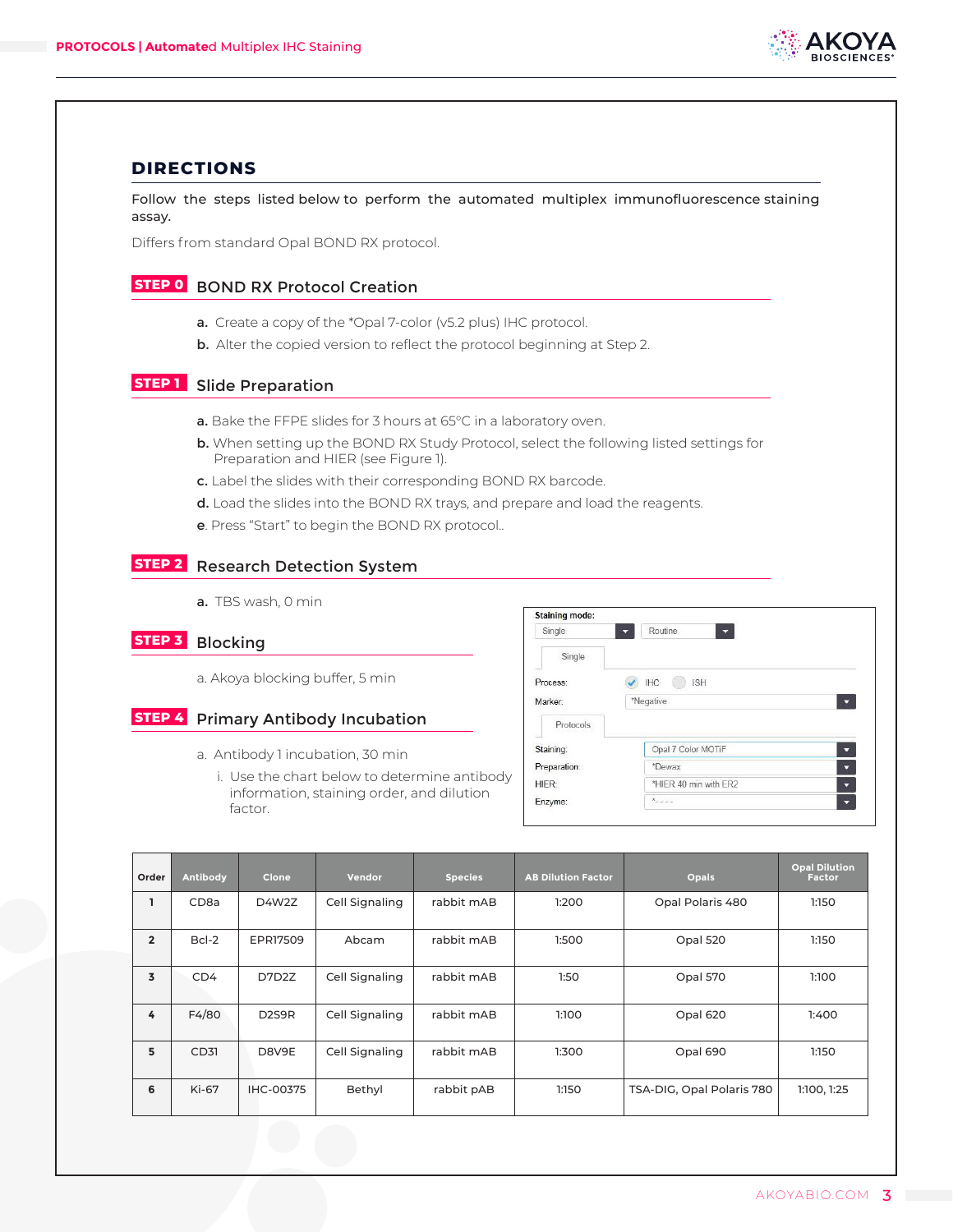## DIRECTIONS

Follow the steps listed below to perform the automated multiplex immunofluorescence staining assay.

Differs from standard Opal BOND RX protocol.

### STEP 0 BOND RX Protocol Creation

**a.** Create a copy of the *Opal 7-color (v5.2 plus) IHC protocol.

**b.** Alter the copied version to reflect the protocol beginning at Step 2.

### STEP 1 Slide Preparation

**a.** Bake the FFPE slides for 3 hours at 65°C in a laboratory oven.

**b.** When setting up the BOND RX Study Protocol, select the following listed settings for Preparation and HIER (see Figure 1).

**c.** Label the slides with their corresponding BOND RX barcode.

**d.** Load the slides into the BOND RX trays, and prepare and load the reagents.

**e**. Press "Start" to begin the BOND RX protocol..

### STEP 2 Research Detection System

**a.** TBS wash, 0 min

### STEP 3 Blocking

a. Akoya blocking buffer, 5 min

### STEP 4 Primary Antibody Incubation

a. Antibody 1 incubation, 30 min

i. Use the chart below to determine antibody information, staining order, and dilution factor.

Staining mode:
Single | Routine
Single
Process: IHC ISH
Marker: *Negative
Protocols
Staining: Opal 7 Color MOTiF
Preparation: *Dewax
HIER: *HIER 40 min with ER2
Enzyme: *----

| Order | Antibody | Clone | Vendor | Species | AB Dilution Factor | Opals | Opal Dilution Factor |
|---|---|---|---|---|---|---|---|
| 1 | CD8a | D4W2Z | Cell Signaling | rabbit mAB | 1:200 | Opal Polaris 480 | 1:150 |
| 2 | Bcl-2 | EPR17509 | Abcam | rabbit mAB | 1:500 | Opal 520 | 1:150 |
| 3 | CD4 | D7D2Z | Cell Signaling | rabbit mAB | 1:50 | Opal 570 | 1:100 |
| 4 | F4/80 | D2S9R | Cell Signaling | rabbit mAB | 1:100 | Opal 620 | 1:400 |
| 5 | CD31 | D8V9E | Cell Signaling | rabbit mAB | 1:300 | Opal 690 | 1:150 |
| 6 | Ki-67 | IHC-00375 | Bethyl | rabbit pAB | 1:150 | TSA-DIG, Opal Polaris 780 | 1:100, 1:25 |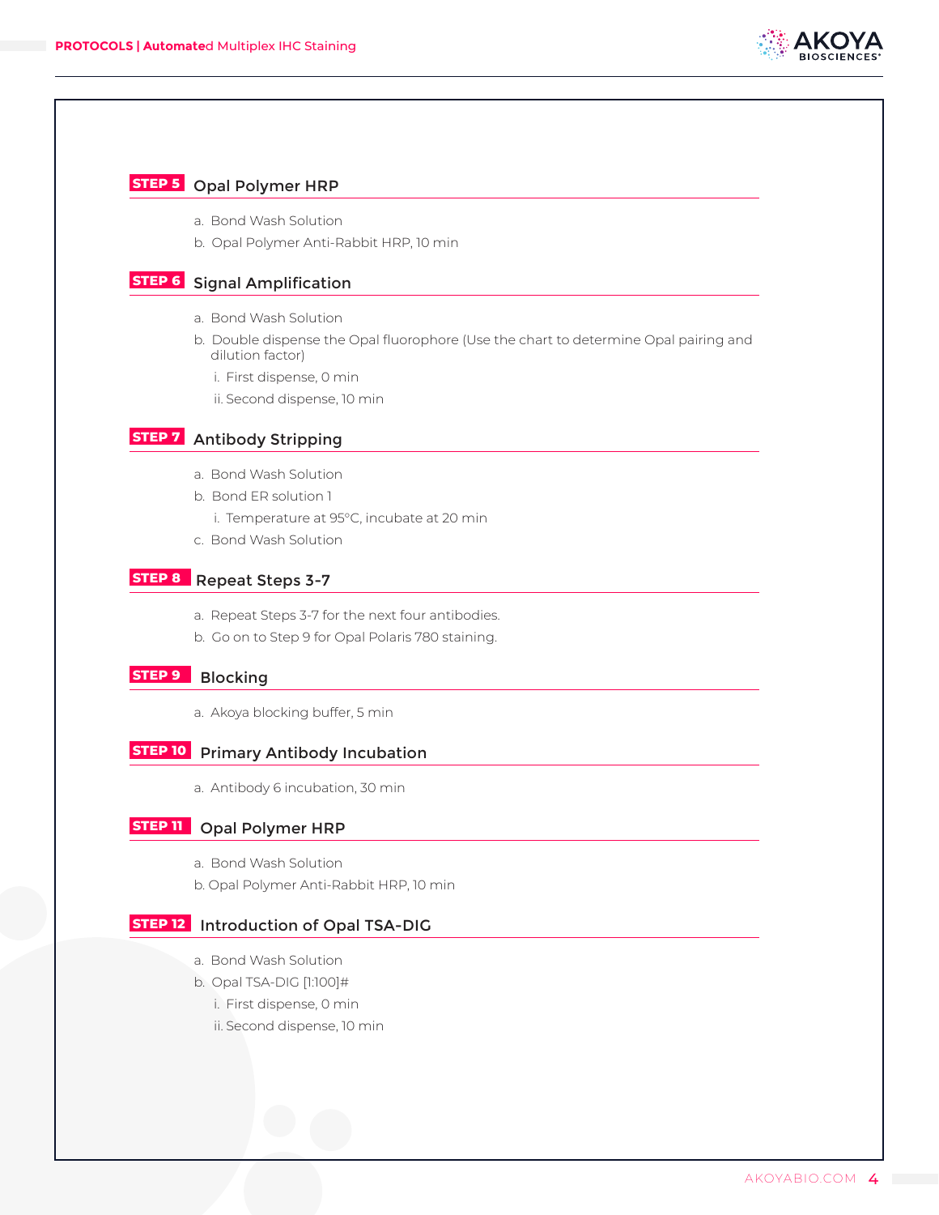## STEP 5 Opal Polymer HRP

a. Bond Wash Solution

b. Opal Polymer Anti-Rabbit HRP, 10 min

## STEP 6 Signal Amplification

a. Bond Wash Solution

b. Double dispense the Opal fluorophore (Use the chart to determine Opal pairing and dilution factor)

  i. First dispense, 0 min

  ii. Second dispense, 10 min

## STEP 7 Antibody Stripping

a. Bond Wash Solution

b. Bond ER solution 1

  i. Temperature at 95°C, incubate at 20 min

c. Bond Wash Solution

## STEP 8 Repeat Steps 3-7

a. Repeat Steps 3-7 for the next four antibodies.

b. Go on to Step 9 for Opal Polaris 780 staining.

## STEP 9 Blocking

a. Akoya blocking buffer, 5 min

## STEP 10 Primary Antibody Incubation

a. Antibody 6 incubation, 30 min

## STEP 11 Opal Polymer HRP

a. Bond Wash Solution

b. Opal Polymer Anti-Rabbit HRP, 10 min

## STEP 12 Introduction of Opal TSA-DIG

a. Bond Wash Solution

b. Opal TSA-DIG [1:100]#

  i. First dispense, 0 min

  ii. Second dispense, 10 min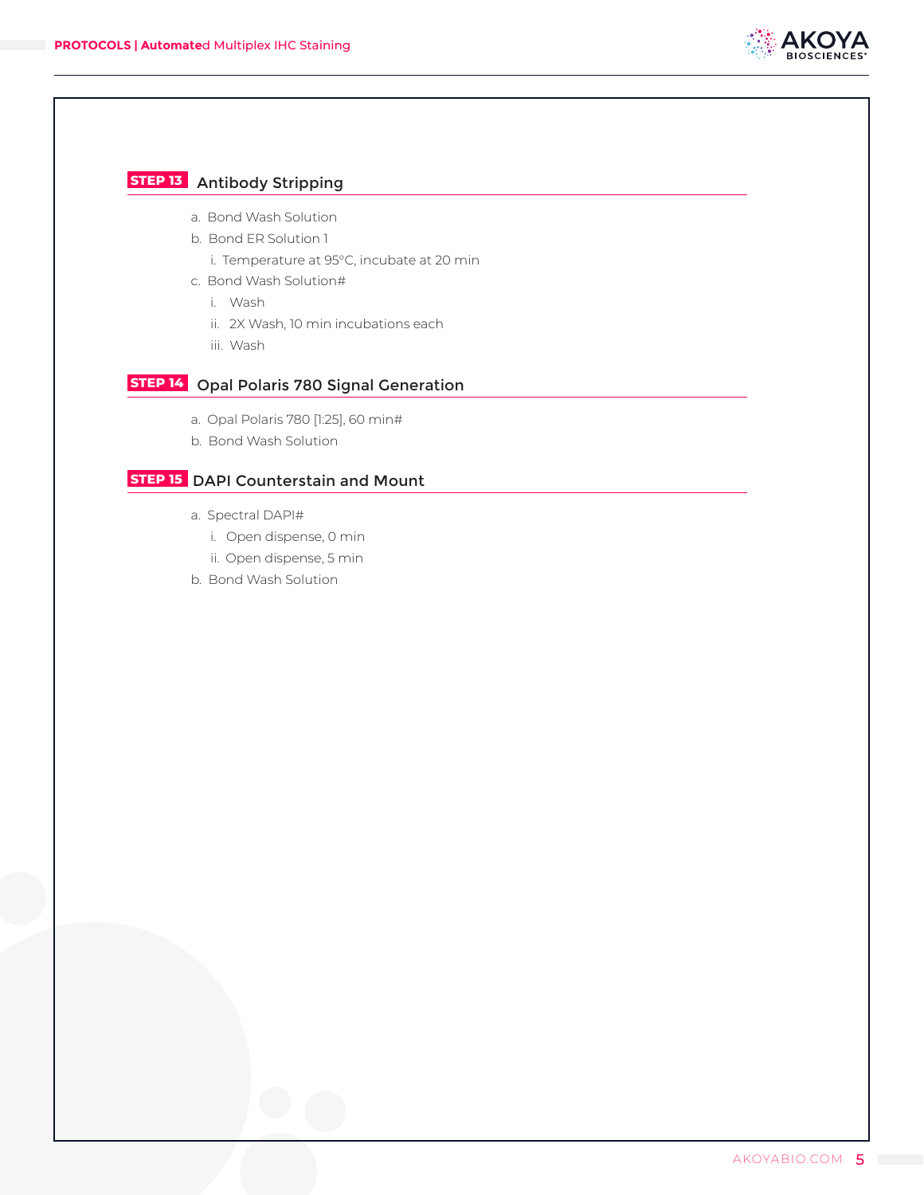## STEP 13 Antibody Stripping

a. Bond Wash Solution
b. Bond ER Solution 1
   i. Temperature at 95°C, incubate at 20 min
c. Bond Wash Solution#
   i. Wash
   ii. 2X Wash, 10 min incubations each
   iii. Wash

## STEP 14 Opal Polaris 780 Signal Generation

a. Opal Polaris 780 [1:25], 60 min#
b. Bond Wash Solution

## STEP 15 DAPI Counterstain and Mount

a. Spectral DAPI#
   i. Open dispense, 0 min
   ii. Open dispense, 5 min
b. Bond Wash Solution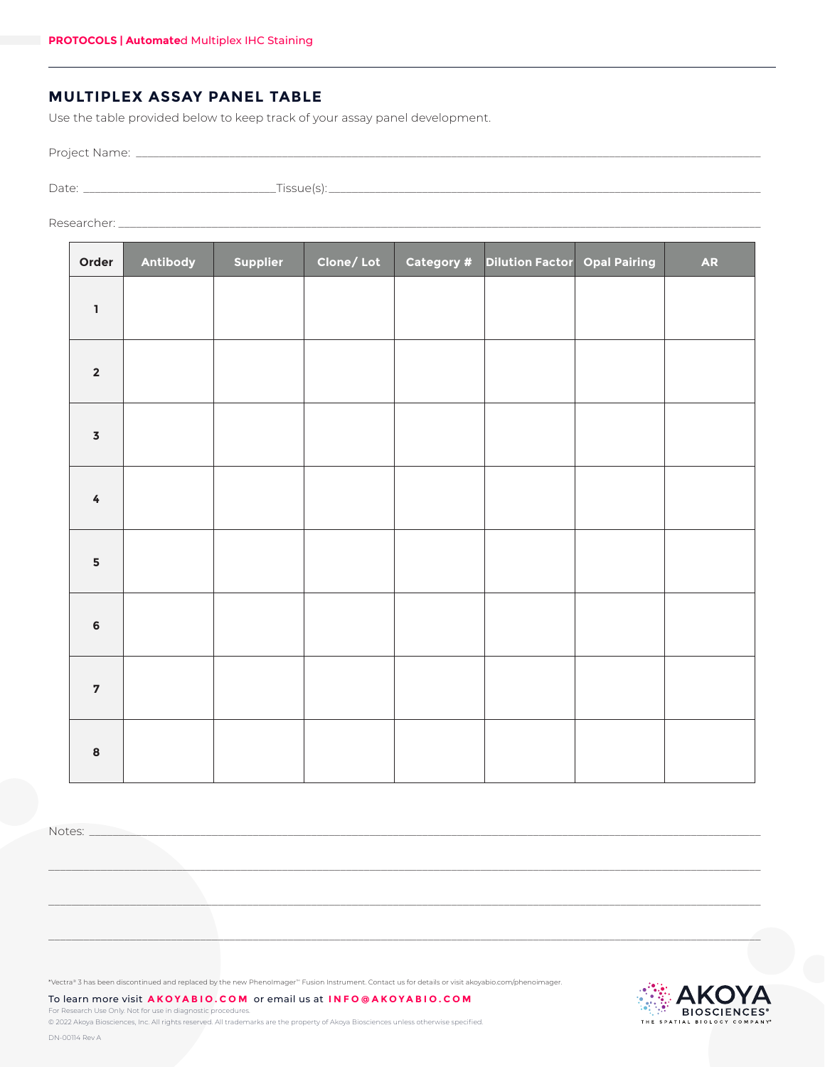## MULTIPLEX ASSAY PANEL TABLE

Use the table provided below to keep track of your assay panel development.

Project Name: ______________________________

Date: ______________________________ Tissue(s): ______________________________

Researcher: ______________________________

| Order | Antibody | Supplier | Clone/ Lot | Category # | Dilution Factor | Opal Pairing | AR |
|---|---|---|---|---|---|---|---|
| 1 | | | | | | | |
| 2 | | | | | | | |
| 3 | | | | | | | |
| 4 | | | | | | | |
| 5 | | | | | | | |
| 6 | | | | | | | |
| 7 | | | | | | | |
| 8 | | | | | | | |

Notes: ______________________________

______________________________

______________________________

______________________________

*Vectra® 3 has been discontinued and replaced by the new PhenoImager™ Fusion Instrument. Contact us for details or visit akoyabio.com/phenoimager.

To learn more visit **AKOYABIO.COM** or email us at **INFO@AKOYABIO.COM**

For Research Use Only. Not for use in diagnostic procedures.

© 2022 Akoya Biosciences, Inc. All rights reserved. All trademarks are the property of Akoya Biosciences unless otherwise specified.

DN-00114 Rev A

AKOYA BIOSCIENCES® THE SPATIAL BIOLOGY COMPANY®